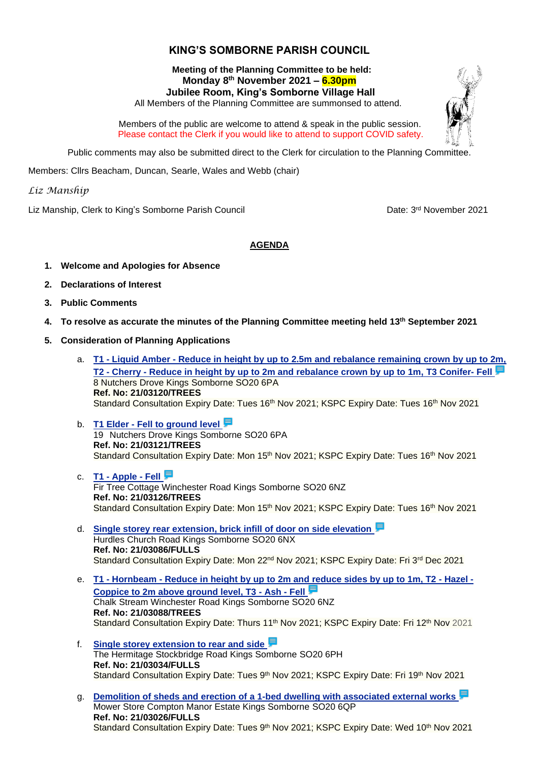# KING'S SOMBORNE PARISH COUNCIL

**Meeting of the Planning Committee to be held:**
**Monday 8th November 2021 – 6.30pm**
**Jubilee Room, King's Somborne Village Hall**
All Members of the Planning Committee are summonsed to attend.

Members of the public are welcome to attend & speak in the public session.
Please contact the Clerk if you would like to attend to support COVID safety.

Public comments may also be submitted direct to the Clerk for circulation to the Planning Committee.

Members: Cllrs Beacham, Duncan, Searle, Wales and Webb (chair)

*Liz Manship*

Liz Manship, Clerk to King's Somborne Parish Council

Date: 3rd November 2021

## AGENDA

1. **Welcome and Apologies for Absence**
2. **Declarations of Interest**
3. **Public Comments**
4. **To resolve as accurate the minutes of the Planning Committee meeting held 13th September 2021**
5. **Consideration of Planning Applications**

   a. **T1 - Liquid Amber - Reduce in height by up to 2.5m and rebalance remaining crown by up to 2m, T2 - Cherry - Reduce in height by up to 2m and rebalance crown by up to 1m, T3 Conifer- Fell**
   8 Nutchers Drove Kings Somborne SO20 6PA
   **Ref. No: 21/03120/TREES**
   Standard Consultation Expiry Date: Tues 16th Nov 2021; KSPC Expiry Date: Tues 16th Nov 2021

   b. **T1 Elder - Fell to ground level**
   19 Nutchers Drove Kings Somborne SO20 6PA
   **Ref. No: 21/03121/TREES**
   Standard Consultation Expiry Date: Mon 15th Nov 2021; KSPC Expiry Date: Tues 16th Nov 2021

   c. **T1 - Apple - Fell**
   Fir Tree Cottage Winchester Road Kings Somborne SO20 6NZ
   **Ref. No: 21/03126/TREES**
   Standard Consultation Expiry Date: Mon 15th Nov 2021; KSPC Expiry Date: Tues 16th Nov 2021

   d. **Single storey rear extension, brick infill of door on side elevation**
   Hurdles Church Road Kings Somborne SO20 6NX
   **Ref. No: 21/03086/FULLS**
   Standard Consultation Expiry Date: Mon 22nd Nov 2021; KSPC Expiry Date: Fri 3rd Dec 2021

   e. **T1 - Hornbeam - Reduce in height by up to 2m and reduce sides by up to 1m, T2 - Hazel - Coppice to 2m above ground level, T3 - Ash - Fell**
   Chalk Stream Winchester Road Kings Somborne SO20 6NZ
   **Ref. No: 21/03088/TREES**
   Standard Consultation Expiry Date: Thurs 11th Nov 2021; KSPC Expiry Date: Fri 12th Nov 2021

   f. **Single storey extension to rear and side**
   The Hermitage Stockbridge Road Kings Somborne SO20 6PH
   **Ref. No: 21/03034/FULLS**
   Standard Consultation Expiry Date: Tues 9th Nov 2021; KSPC Expiry Date: Fri 19th Nov 2021

   g. **Demolition of sheds and erection of a 1-bed dwelling with associated external works**
   Mower Store Compton Manor Estate Kings Somborne SO20 6QP
   **Ref. No: 21/03026/FULLS**
   Standard Consultation Expiry Date: Tues 9th Nov 2021; KSPC Expiry Date: Wed 10th Nov 2021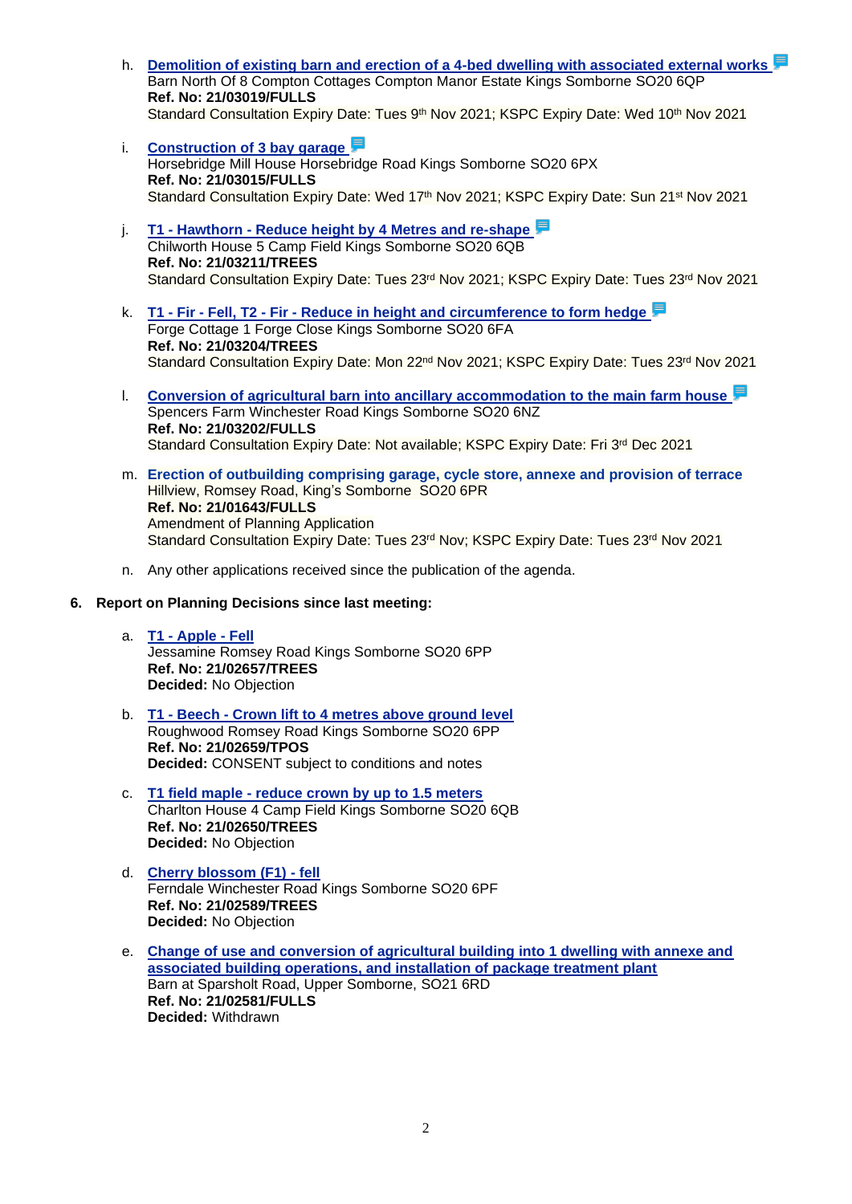h. **Demolition of existing barn and erection of a 4-bed dwelling with associated external works**
   Barn North Of 8 Compton Cottages Compton Manor Estate Kings Somborne SO20 6QP
   **Ref. No: 21/03019/FULLS**
   Standard Consultation Expiry Date: Tues 9th Nov 2021; KSPC Expiry Date: Wed 10th Nov 2021

i. **Construction of 3 bay garage**
   Horsebridge Mill House Horsebridge Road Kings Somborne SO20 6PX
   **Ref. No: 21/03015/FULLS**
   Standard Consultation Expiry Date: Wed 17th Nov 2021; KSPC Expiry Date: Sun 21st Nov 2021

j. **T1 - Hawthorn - Reduce height by 4 Metres and re-shape**
   Chilworth House 5 Camp Field Kings Somborne SO20 6QB
   **Ref. No: 21/03211/TREES**
   Standard Consultation Expiry Date: Tues 23rd Nov 2021; KSPC Expiry Date: Tues 23rd Nov 2021

k. **T1 - Fir - Fell, T2 - Fir - Reduce in height and circumference to form hedge**
   Forge Cottage 1 Forge Close Kings Somborne SO20 6FA
   **Ref. No: 21/03204/TREES**
   Standard Consultation Expiry Date: Mon 22nd Nov 2021; KSPC Expiry Date: Tues 23rd Nov 2021

l. **Conversion of agricultural barn into ancillary accommodation to the main farm house**
   Spencers Farm Winchester Road Kings Somborne SO20 6NZ
   **Ref. No: 21/03202/FULLS**
   Standard Consultation Expiry Date: Not available; KSPC Expiry Date: Fri 3rd Dec 2021

m. **Erection of outbuilding comprising garage, cycle store, annexe and provision of terrace**
   Hillview, Romsey Road, King's Somborne SO20 6PR
   **Ref. No: 21/01643/FULLS**
   Amendment of Planning Application
   Standard Consultation Expiry Date: Tues 23rd Nov; KSPC Expiry Date: Tues 23rd Nov 2021

n. Any other applications received since the publication of the agenda.

**6. Report on Planning Decisions since last meeting:**

a. **T1 - Apple - Fell**
   Jessamine Romsey Road Kings Somborne SO20 6PP
   **Ref. No: 21/02657/TREES**
   **Decided:** No Objection

b. **T1 - Beech - Crown lift to 4 metres above ground level**
   Roughwood Romsey Road Kings Somborne SO20 6PP
   **Ref. No: 21/02659/TPOS**
   **Decided:** CONSENT subject to conditions and notes

c. **T1 field maple - reduce crown by up to 1.5 meters**
   Charlton House 4 Camp Field Kings Somborne SO20 6QB
   **Ref. No: 21/02650/TREES**
   **Decided:** No Objection

d. **Cherry blossom (F1) - fell**
   Ferndale Winchester Road Kings Somborne SO20 6PF
   **Ref. No: 21/02589/TREES**
   **Decided:** No Objection

e. **Change of use and conversion of agricultural building into 1 dwelling with annexe and associated building operations, and installation of package treatment plant**
   Barn at Sparsholt Road, Upper Somborne, SO21 6RD
   **Ref. No: 21/02581/FULLS**
   **Decided:** Withdrawn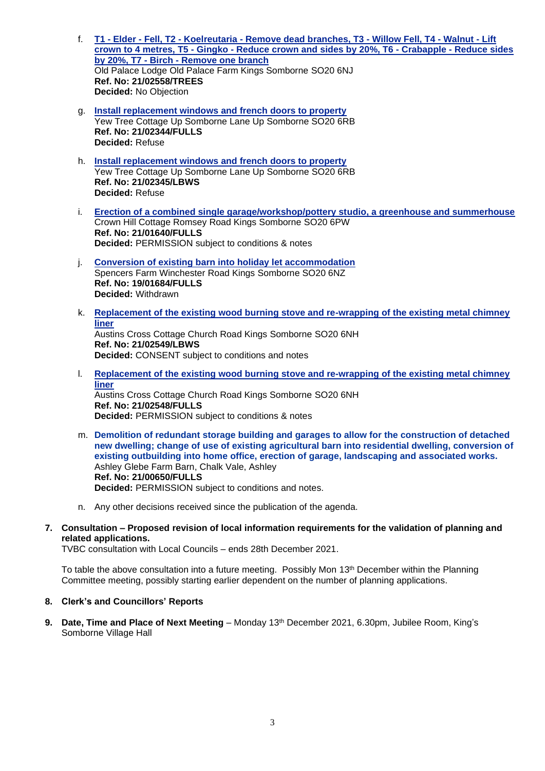f. **T1 - Elder - Fell, T2 - Koelreutaria - Remove dead branches, T3 - Willow Fell, T4 - Walnut - Lift crown to 4 metres, T5 - Gingko - Reduce crown and sides by 20%, T6 - Crabapple - Reduce sides by 20%, T7 - Birch - Remove one branch**
Old Palace Lodge Old Palace Farm Kings Somborne SO20 6NJ
**Ref. No: 21/02558/TREES**
**Decided:** No Objection

g. **Install replacement windows and french doors to property**
Yew Tree Cottage Up Somborne Lane Up Somborne SO20 6RB
**Ref. No: 21/02344/FULLS**
**Decided:** Refuse

h. **Install replacement windows and french doors to property**
Yew Tree Cottage Up Somborne Lane Up Somborne SO20 6RB
**Ref. No: 21/02345/LBWS**
**Decided:** Refuse

i. **Erection of a combined single garage/workshop/pottery studio, a greenhouse and summerhouse**
Crown Hill Cottage Romsey Road Kings Somborne SO20 6PW
**Ref. No: 21/01640/FULLS**
**Decided:** PERMISSION subject to conditions & notes

j. **Conversion of existing barn into holiday let accommodation**
Spencers Farm Winchester Road Kings Somborne SO20 6NZ
**Ref. No: 19/01684/FULLS**
**Decided:** Withdrawn

k. **Replacement of the existing wood burning stove and re-wrapping of the existing metal chimney liner**
Austins Cross Cottage Church Road Kings Somborne SO20 6NH
**Ref. No: 21/02549/LBWS**
**Decided:** CONSENT subject to conditions and notes

l. **Replacement of the existing wood burning stove and re-wrapping of the existing metal chimney liner**
Austins Cross Cottage Church Road Kings Somborne SO20 6NH
**Ref. No: 21/02548/FULLS**
**Decided:** PERMISSION subject to conditions & notes

m. **Demolition of redundant storage building and garages to allow for the construction of detached new dwelling; change of use of existing agricultural barn into residential dwelling, conversion of existing outbuilding into home office, erection of garage, landscaping and associated works.**
Ashley Glebe Farm Barn, Chalk Vale, Ashley
**Ref. No: 21/00650/FULLS**
**Decided:** PERMISSION subject to conditions and notes.

n. Any other decisions received since the publication of the agenda.

**7. Consultation – Proposed revision of local information requirements for the validation of planning and related applications.**
TVBC consultation with Local Councils – ends 28th December 2021.

To table the above consultation into a future meeting. Possibly Mon 13th December within the Planning Committee meeting, possibly starting earlier dependent on the number of planning applications.

**8. Clerk's and Councillors' Reports**

**9. Date, Time and Place of Next Meeting** – Monday 13th December 2021, 6.30pm, Jubilee Room, King's Somborne Village Hall